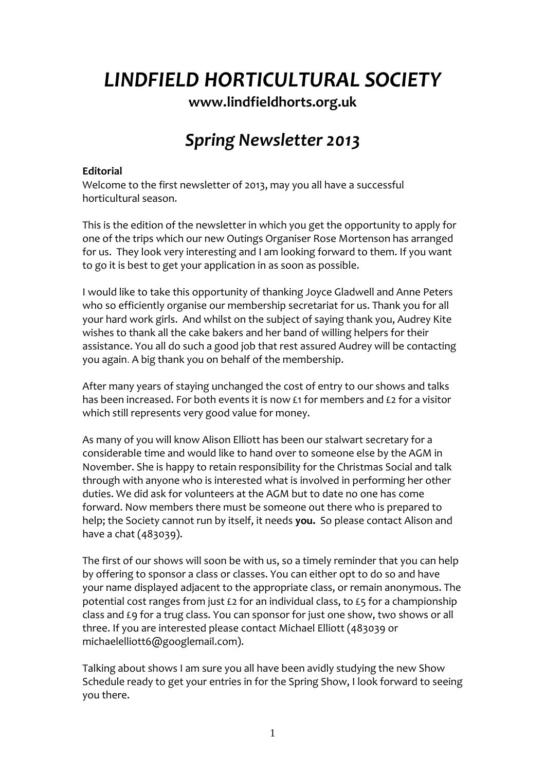# *LINDFIELD HORTICULTURAL SOCIETY*

**www.lindfieldhorts.org.uk**

## *Spring Newsletter 2013*

**Editorial**

Welcome to the first newsletter of 2013, may you all have a successful horticultural season.

This is the edition of the newsletter in which you get the opportunity to apply for one of the trips which our new Outings Organiser Rose Mortenson has arranged for us. They look very interesting and I am looking forward to them. If you want to go it is best to get your application in as soon as possible.

I would like to take this opportunity of thanking Joyce Gladwell and Anne Peters who so efficiently organise our membership secretariat for us. Thank you for all your hard work girls. And whilst on the subject of saying thank you, Audrey Kite wishes to thank all the cake bakers and her band of willing helpers for their assistance. You all do such a good job that rest assured Audrey will be contacting you again. A big thank you on behalf of the membership.

After many years of staying unchanged the cost of entry to our shows and talks has been increased. For both events it is now £1 for members and £2 for a visitor which still represents very good value for money.

As many of you will know Alison Elliott has been our stalwart secretary for a considerable time and would like to hand over to someone else by the AGM in November. She is happy to retain responsibility for the Christmas Social and talk through with anyone who is interested what is involved in performing her other duties. We did ask for volunteers at the AGM but to date no one has come forward. Now members there must be someone out there who is prepared to help; the Society cannot run by itself, it needs **you.** So please contact Alison and have a chat (483039).

The first of our shows will soon be with us, so a timely reminder that you can help by offering to sponsor a class or classes. You can either opt to do so and have your name displayed adjacent to the appropriate class, or remain anonymous. The potential cost ranges from just £2 for an individual class, to £5 for a championship class and £9 for a trug class. You can sponsor for just one show, two shows or all three. If you are interested please contact Michael Elliott (483039 or michaelelliott6@googlemail.com).

Talking about shows I am sure you all have been avidly studying the new Show Schedule ready to get your entries in for the Spring Show, I look forward to seeing you there.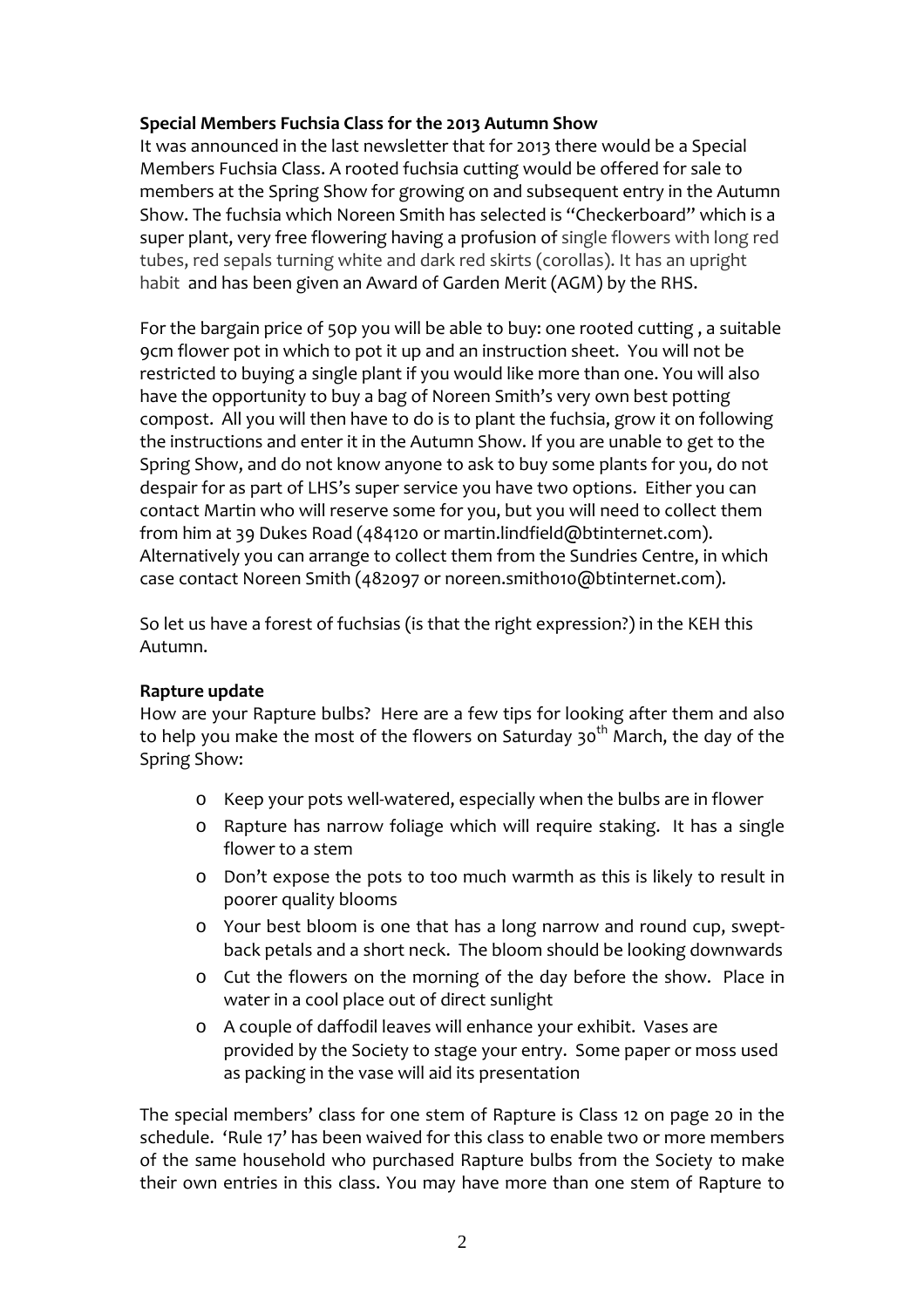**Special Members Fuchsia Class for the 2013 Autumn Show**

It was announced in the last newsletter that for 2013 there would be a Special Members Fuchsia Class. A rooted fuchsia cutting would be offered for sale to members at the Spring Show for growing on and subsequent entry in the Autumn Show. The fuchsia which Noreen Smith has selected is "Checkerboard" which is a super plant, very free flowering having a profusion of single flowers with long red tubes, red sepals turning white and dark red skirts (corollas). It has an upright habit and has been given an Award of Garden Merit (AGM) by the RHS.

For the bargain price of 50p you will be able to buy: one rooted cutting , a suitable 9cm flower pot in which to pot it up and an instruction sheet. You will not be restricted to buying a single plant if you would like more than one. You will also have the opportunity to buy a bag of Noreen Smith's very own best potting compost. All you will then have to do is to plant the fuchsia, grow it on following the instructions and enter it in the Autumn Show. If you are unable to get to the Spring Show, and do not know anyone to ask to buy some plants for you, do not despair for as part of LHS's super service you have two options. Either you can contact Martin who will reserve some for you, but you will need to collect them from him at 39 Dukes Road (484120 or martin.lindfield@btinternet.com). Alternatively you can arrange to collect them from the Sundries Centre, in which case contact Noreen Smith (482097 or noreen.smith010@btinternet.com).

So let us have a forest of fuchsias (is that the right expression?) in the KEH this Autumn.

**Rapture update**

How are your Rapture bulbs? Here are a few tips for looking after them and also to help you make the most of the flowers on Saturday 30th March, the day of the Spring Show:

- Keep your pots well-watered, especially when the bulbs are in flower
- Rapture has narrow foliage which will require staking. It has a single flower to a stem
- Don't expose the pots to too much warmth as this is likely to result in poorer quality blooms
- Your best bloom is one that has a long narrow and round cup, swept-back petals and a short neck. The bloom should be looking downwards
- Cut the flowers on the morning of the day before the show. Place in water in a cool place out of direct sunlight
- A couple of daffodil leaves will enhance your exhibit. Vases are provided by the Society to stage your entry. Some paper or moss used as packing in the vase will aid its presentation

The special members' class for one stem of Rapture is Class 12 on page 20 in the schedule. 'Rule 17' has been waived for this class to enable two or more members of the same household who purchased Rapture bulbs from the Society to make their own entries in this class. You may have more than one stem of Rapture to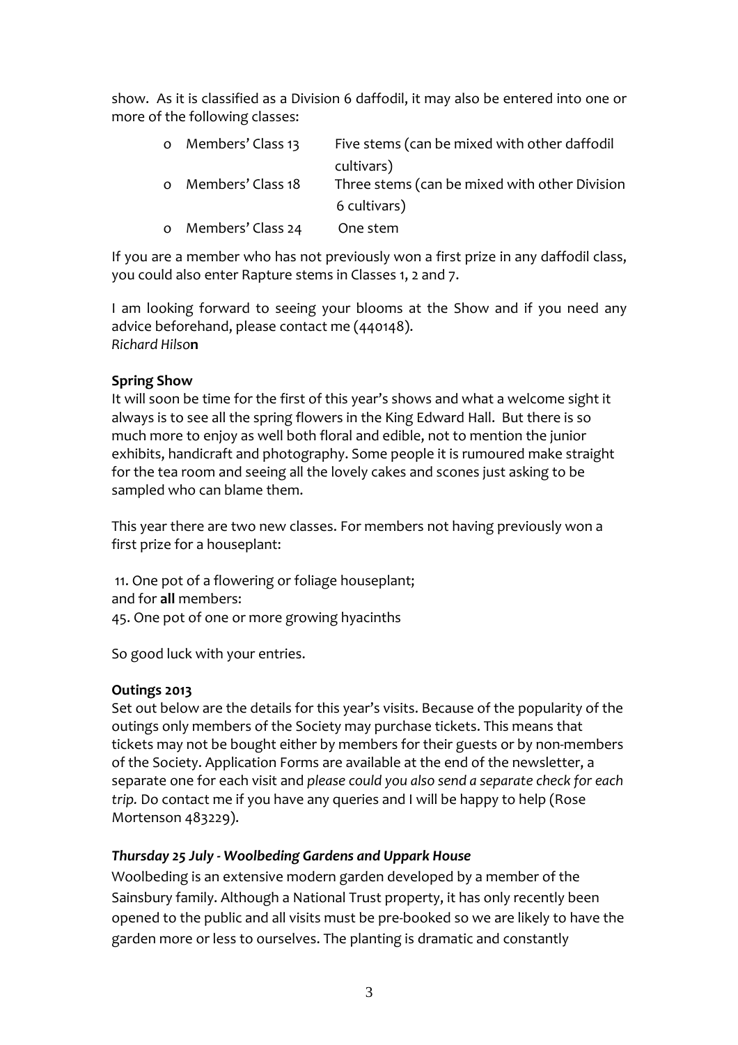show. As it is classified as a Division 6 daffodil, it may also be entered into one or more of the following classes:

- Members' Class 13 — Five stems (can be mixed with other daffodil cultivars)
- Members' Class 18 — Three stems (can be mixed with other Division 6 cultivars)
- Members' Class 24 — One stem

If you are a member who has not previously won a first prize in any daffodil class, you could also enter Rapture stems in Classes 1, 2 and 7.

I am looking forward to seeing your blooms at the Show and if you need any advice beforehand, please contact me (440148).
*Richard Hilso***n**

**Spring Show**

It will soon be time for the first of this year's shows and what a welcome sight it always is to see all the spring flowers in the King Edward Hall. But there is so much more to enjoy as well both floral and edible, not to mention the junior exhibits, handicraft and photography. Some people it is rumoured make straight for the tea room and seeing all the lovely cakes and scones just asking to be sampled who can blame them.

This year there are two new classes. For members not having previously won a first prize for a houseplant:

11. One pot of a flowering or foliage houseplant;

and for **all** members:

45. One pot of one or more growing hyacinths

So good luck with your entries.

**Outings 2013**

Set out below are the details for this year's visits. Because of the popularity of the outings only members of the Society may purchase tickets. This means that tickets may not be bought either by members for their guests or by non-members of the Society. Application Forms are available at the end of the newsletter, a separate one for each visit and *please could you also send a separate check for each trip.* Do contact me if you have any queries and I will be happy to help (Rose Mortenson 483229).

***Thursday 25 July - Woolbeding Gardens and Uppark House***

Woolbeding is an extensive modern garden developed by a member of the Sainsbury family. Although a National Trust property, it has only recently been opened to the public and all visits must be pre-booked so we are likely to have the garden more or less to ourselves. The planting is dramatic and constantly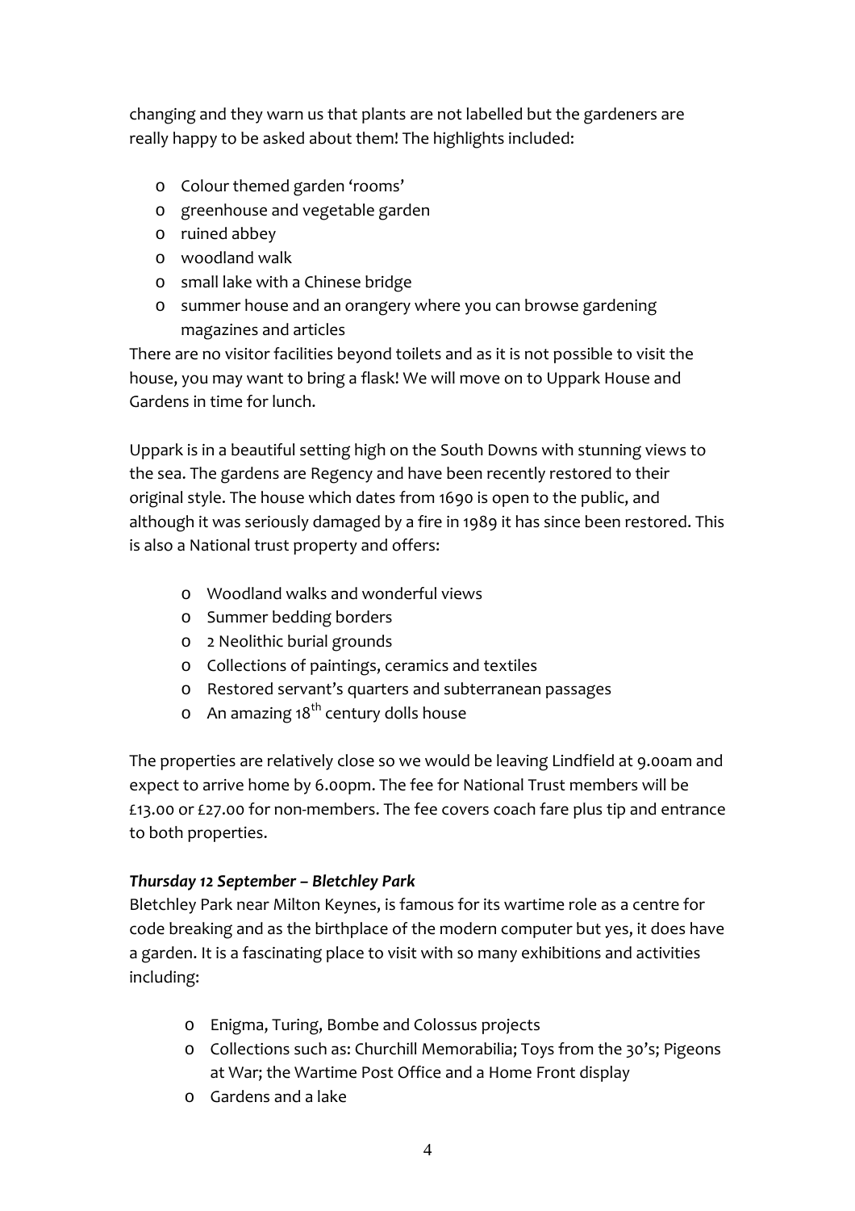changing and they warn us that plants are not labelled but the gardeners are really happy to be asked about them! The highlights included:

- Colour themed garden 'rooms'
- greenhouse and vegetable garden
- ruined abbey
- woodland walk
- small lake with a Chinese bridge
- summer house and an orangery where you can browse gardening magazines and articles

There are no visitor facilities beyond toilets and as it is not possible to visit the house, you may want to bring a flask! We will move on to Uppark House and Gardens in time for lunch.

Uppark is in a beautiful setting high on the South Downs with stunning views to the sea. The gardens are Regency and have been recently restored to their original style. The house which dates from 1690 is open to the public, and although it was seriously damaged by a fire in 1989 it has since been restored. This is also a National trust property and offers:

- Woodland walks and wonderful views
- Summer bedding borders
- 2 Neolithic burial grounds
- Collections of paintings, ceramics and textiles
- Restored servant's quarters and subterranean passages
- An amazing 18th century dolls house

The properties are relatively close so we would be leaving Lindfield at 9.00am and expect to arrive home by 6.00pm. The fee for National Trust members will be £13.00 or £27.00 for non-members. The fee covers coach fare plus tip and entrance to both properties.

***Thursday 12 September – Bletchley Park***

Bletchley Park near Milton Keynes, is famous for its wartime role as a centre for code breaking and as the birthplace of the modern computer but yes, it does have a garden. It is a fascinating place to visit with so many exhibitions and activities including:

- Enigma, Turing, Bombe and Colossus projects
- Collections such as: Churchill Memorabilia; Toys from the 30's; Pigeons at War; the Wartime Post Office and a Home Front display
- Gardens and a lake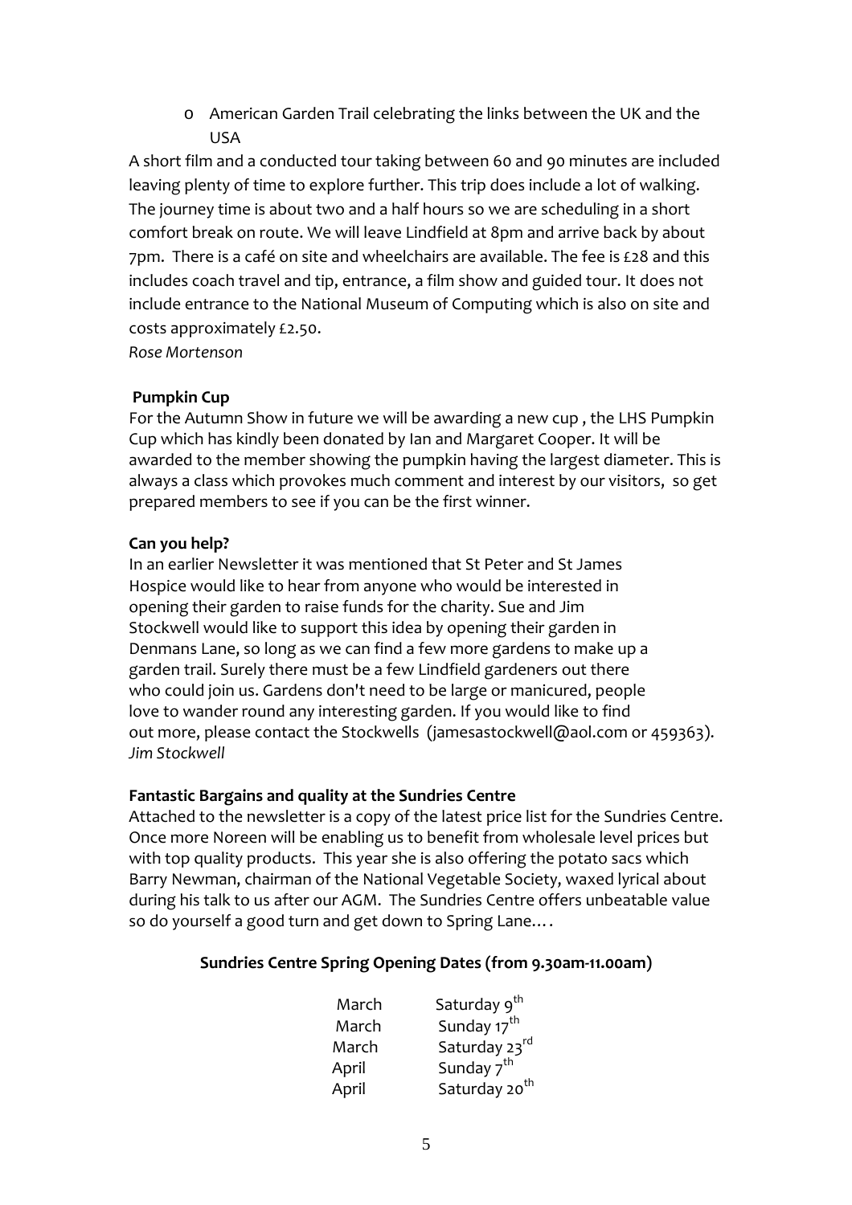- American Garden Trail celebrating the links between the UK and the USA

A short film and a conducted tour taking between 60 and 90 minutes are included leaving plenty of time to explore further. This trip does include a lot of walking. The journey time is about two and a half hours so we are scheduling in a short comfort break on route. We will leave Lindfield at 8pm and arrive back by about 7pm. There is a café on site and wheelchairs are available. The fee is £28 and this includes coach travel and tip, entrance, a film show and guided tour. It does not include entrance to the National Museum of Computing which is also on site and costs approximately £2.50.

*Rose Mortenson*

**Pumpkin Cup**

For the Autumn Show in future we will be awarding a new cup , the LHS Pumpkin Cup which has kindly been donated by Ian and Margaret Cooper. It will be awarded to the member showing the pumpkin having the largest diameter. This is always a class which provokes much comment and interest by our visitors, so get prepared members to see if you can be the first winner.

**Can you help?**

In an earlier Newsletter it was mentioned that St Peter and St James Hospice would like to hear from anyone who would be interested in opening their garden to raise funds for the charity. Sue and Jim Stockwell would like to support this idea by opening their garden in Denmans Lane, so long as we can find a few more gardens to make up a garden trail. Surely there must be a few Lindfield gardeners out there who could join us. Gardens don't need to be large or manicured, people love to wander round any interesting garden. If you would like to find out more, please contact the Stockwells (jamesastockwell@aol.com or 459363).

*Jim Stockwell*

**Fantastic Bargains and quality at the Sundries Centre**

Attached to the newsletter is a copy of the latest price list for the Sundries Centre. Once more Noreen will be enabling us to benefit from wholesale level prices but with top quality products. This year she is also offering the potato sacs which Barry Newman, chairman of the National Vegetable Society, waxed lyrical about during his talk to us after our AGM. The Sundries Centre offers unbeatable value so do yourself a good turn and get down to Spring Lane….

**Sundries Centre Spring Opening Dates (from 9.30am-11.00am)**

| | |
|---|---|
| March | Saturday 9th |
| March | Sunday 17th |
| March | Saturday 23rd |
| April | Sunday 7th |
| April | Saturday 20th |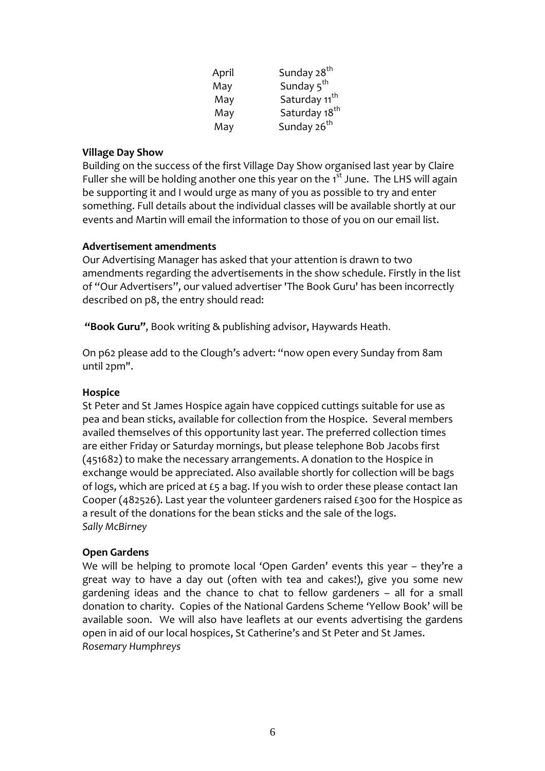| | |
|---|---|
| April | Sunday 28th |
| May | Sunday 5th |
| May | Saturday 11th |
| May | Saturday 18th |
| May | Sunday 26th |

**Village Day Show**

Building on the success of the first Village Day Show organised last year by Claire Fuller she will be holding another one this year on the 1st June. The LHS will again be supporting it and I would urge as many of you as possible to try and enter something. Full details about the individual classes will be available shortly at our events and Martin will email the information to those of you on our email list.

**Advertisement amendments**

Our Advertising Manager has asked that your attention is drawn to two amendments regarding the advertisements in the show schedule. Firstly in the list of "Our Advertisers", our valued advertiser 'The Book Guru' has been incorrectly described on p8, the entry should read:

**"Book Guru"**, Book writing & publishing advisor, Haywards Heath.

On p62 please add to the Clough's advert: "now open every Sunday from 8am until 2pm".

**Hospice**

St Peter and St James Hospice again have coppiced cuttings suitable for use as pea and bean sticks, available for collection from the Hospice. Several members availed themselves of this opportunity last year. The preferred collection times are either Friday or Saturday mornings, but please telephone Bob Jacobs first (451682) to make the necessary arrangements. A donation to the Hospice in exchange would be appreciated. Also available shortly for collection will be bags of logs, which are priced at £5 a bag. If you wish to order these please contact Ian Cooper (482526). Last year the volunteer gardeners raised £300 for the Hospice as a result of the donations for the bean sticks and the sale of the logs.
*Sally McBirney*

**Open Gardens**

We will be helping to promote local 'Open Garden' events this year – they're a great way to have a day out (often with tea and cakes!), give you some new gardening ideas and the chance to chat to fellow gardeners – all for a small donation to charity. Copies of the National Gardens Scheme 'Yellow Book' will be available soon. We will also have leaflets at our events advertising the gardens open in aid of our local hospices, St Catherine's and St Peter and St James.
*Rosemary Humphreys*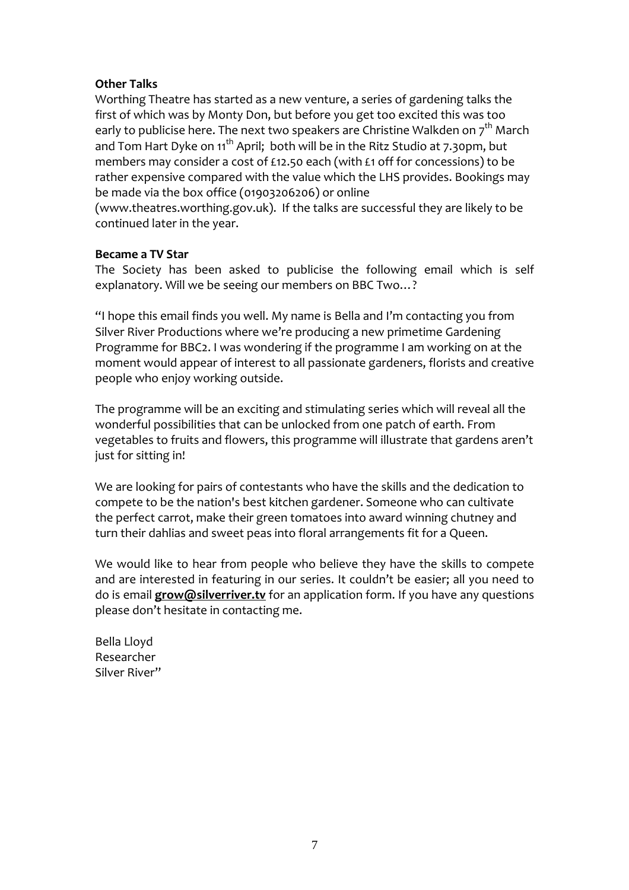**Other Talks**

Worthing Theatre has started as a new venture, a series of gardening talks the first of which was by Monty Don, but before you get too excited this was too early to publicise here. The next two speakers are Christine Walkden on 7th March and Tom Hart Dyke on 11th April; both will be in the Ritz Studio at 7.30pm, but members may consider a cost of £12.50 each (with £1 off for concessions) to be rather expensive compared with the value which the LHS provides. Bookings may be made via the box office (01903206206) or online (www.theatres.worthing.gov.uk). If the talks are successful they are likely to be continued later in the year.

**Became a TV Star**

The Society has been asked to publicise the following email which is self explanatory. Will we be seeing our members on BBC Two…?

"I hope this email finds you well. My name is Bella and I'm contacting you from Silver River Productions where we're producing a new primetime Gardening Programme for BBC2. I was wondering if the programme I am working on at the moment would appear of interest to all passionate gardeners, florists and creative people who enjoy working outside.

The programme will be an exciting and stimulating series which will reveal all the wonderful possibilities that can be unlocked from one patch of earth. From vegetables to fruits and flowers, this programme will illustrate that gardens aren't just for sitting in!

We are looking for pairs of contestants who have the skills and the dedication to compete to be the nation's best kitchen gardener. Someone who can cultivate the perfect carrot, make their green tomatoes into award winning chutney and turn their dahlias and sweet peas into floral arrangements fit for a Queen.

We would like to hear from people who believe they have the skills to compete and are interested in featuring in our series. It couldn't be easier; all you need to do is email **grow@silverriver.tv** for an application form. If you have any questions please don't hesitate in contacting me.

Bella Lloyd
Researcher
Silver River"